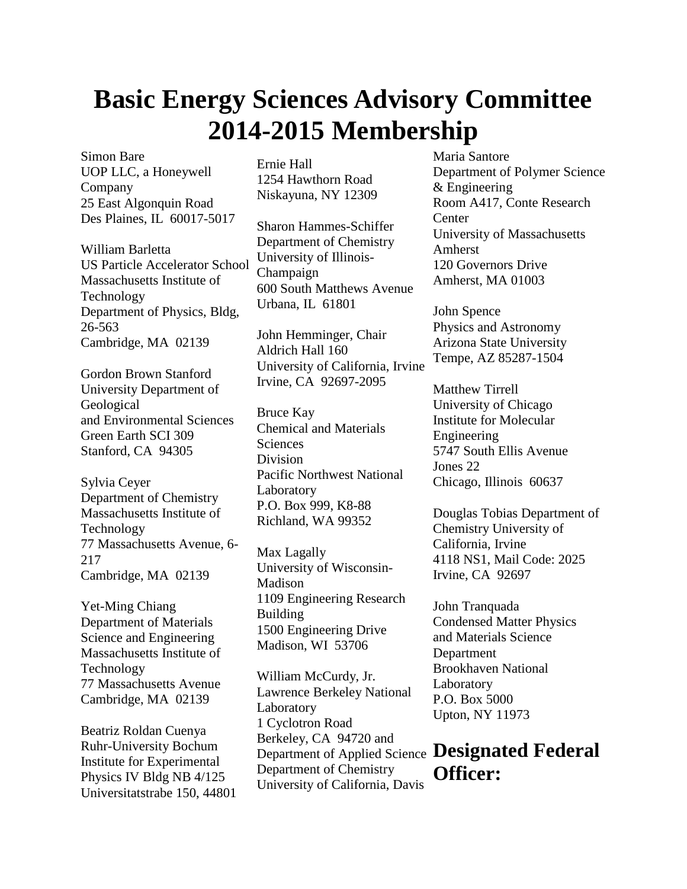# Basic Energy Sciences Advisory Committee 2014-2015 Membership

Simon Bare
UOP LLC, a Honeywell Company
25 East Algonquin Road
Des Plaines, IL 60017-5017

William Barletta
US Particle Accelerator School
Massachusetts Institute of Technology
Department of Physics, Bldg, 26-563
Cambridge, MA 02139

Gordon Brown Stanford University Department of Geological and Environmental Sciences
Green Earth SCI 309
Stanford, CA 94305

Sylvia Ceyer
Department of Chemistry
Massachusetts Institute of Technology
77 Massachusetts Avenue, 6-217
Cambridge, MA 02139

Yet-Ming Chiang
Department of Materials Science and Engineering
Massachusetts Institute of Technology
77 Massachusetts Avenue
Cambridge, MA 02139

Beatriz Roldan Cuenya
Ruhr-University Bochum
Institute for Experimental Physics IV Bldg NB 4/125
Universitatstrabe 150, 44801

Ernie Hall
1254 Hawthorn Road
Niskayuna, NY 12309

Sharon Hammes-Schiffer
Department of Chemistry
University of Illinois-Champaign
600 South Matthews Avenue
Urbana, IL 61801

John Hemminger, Chair
Aldrich Hall 160
University of California, Irvine
Irvine, CA 92697-2095

Bruce Kay
Chemical and Materials Sciences Division
Pacific Northwest National Laboratory
P.O. Box 999, K8-88
Richland, WA 99352

Max Lagally
University of Wisconsin-Madison
1109 Engineering Research Building
1500 Engineering Drive
Madison, WI 53706

William McCurdy, Jr.
Lawrence Berkeley National Laboratory
1 Cyclotron Road
Berkeley, CA 94720 and
Department of Applied Science
Department of Chemistry
University of California, Davis

Maria Santore
Department of Polymer Science & Engineering
Room A417, Conte Research Center
University of Massachusetts Amherst
120 Governors Drive
Amherst, MA 01003

John Spence
Physics and Astronomy
Arizona State University
Tempe, AZ 85287-1504

Matthew Tirrell
University of Chicago
Institute for Molecular Engineering
5747 South Ellis Avenue
Jones 22
Chicago, Illinois 60637

Douglas Tobias Department of Chemistry University of California, Irvine
4118 NS1, Mail Code: 2025
Irvine, CA 92697

John Tranquada
Condensed Matter Physics and Materials Science Department
Brookhaven National Laboratory
P.O. Box 5000
Upton, NY 11973

## Designated Federal Officer: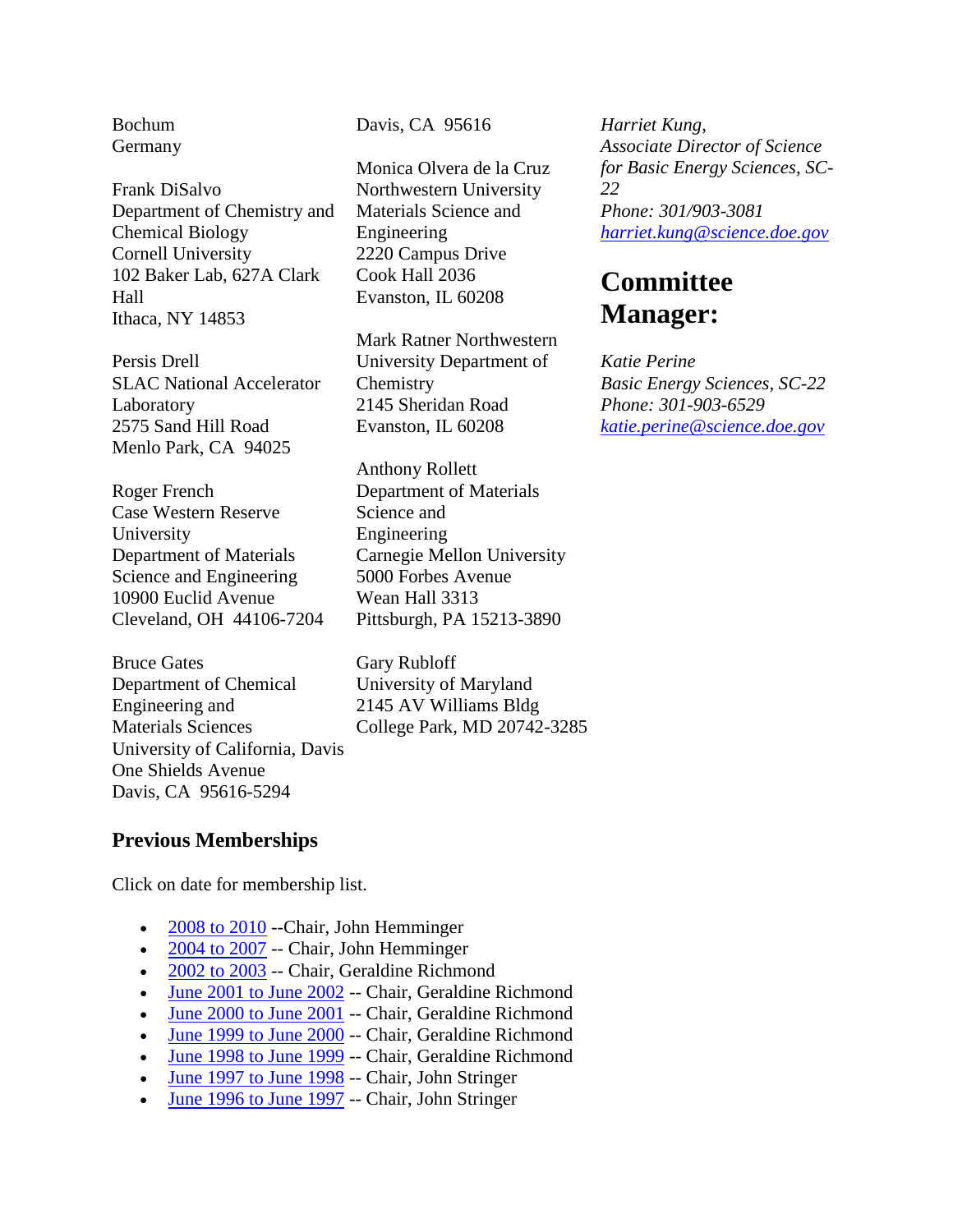Bochum
Germany

Frank DiSalvo
Department of Chemistry and Chemical Biology
Cornell University
102 Baker Lab, 627A Clark Hall
Ithaca, NY 14853

Persis Drell
SLAC National Accelerator Laboratory
2575 Sand Hill Road
Menlo Park, CA 94025

Roger French
Case Western Reserve University
Department of Materials Science and Engineering
10900 Euclid Avenue
Cleveland, OH 44106-7204

Bruce Gates
Department of Chemical Engineering and Materials Sciences
University of California, Davis
One Shields Avenue
Davis, CA 95616-5294

Davis, CA 95616

Monica Olvera de la Cruz
Northwestern University
Materials Science and Engineering
2220 Campus Drive
Cook Hall 2036
Evanston, IL 60208

Mark Ratner Northwestern University Department of Chemistry
2145 Sheridan Road
Evanston, IL 60208

Anthony Rollett
Department of Materials Science and Engineering
Carnegie Mellon University
5000 Forbes Avenue
Wean Hall 3313
Pittsburgh, PA 15213-3890

Gary Rubloff
University of Maryland
2145 AV Williams Bldg
College Park, MD 20742-3285

*Harriet Kung,*
*Associate Director of Science for Basic Energy Sciences, SC-22*
*Phone: 301/903-3081*
*harriet.kung@science.doe.gov*

## Committee Manager:

*Katie Perine*
*Basic Energy Sciences, SC-22*
*Phone: 301-903-6529*
*katie.perine@science.doe.gov*

### Previous Memberships

Click on date for membership list.

- 2008 to 2010 --Chair, John Hemminger
- 2004 to 2007 -- Chair, John Hemminger
- 2002 to 2003 -- Chair, Geraldine Richmond
- June 2001 to June 2002 -- Chair, Geraldine Richmond
- June 2000 to June 2001 -- Chair, Geraldine Richmond
- June 1999 to June 2000 -- Chair, Geraldine Richmond
- June 1998 to June 1999 -- Chair, Geraldine Richmond
- June 1997 to June 1998 -- Chair, John Stringer
- June 1996 to June 1997 -- Chair, John Stringer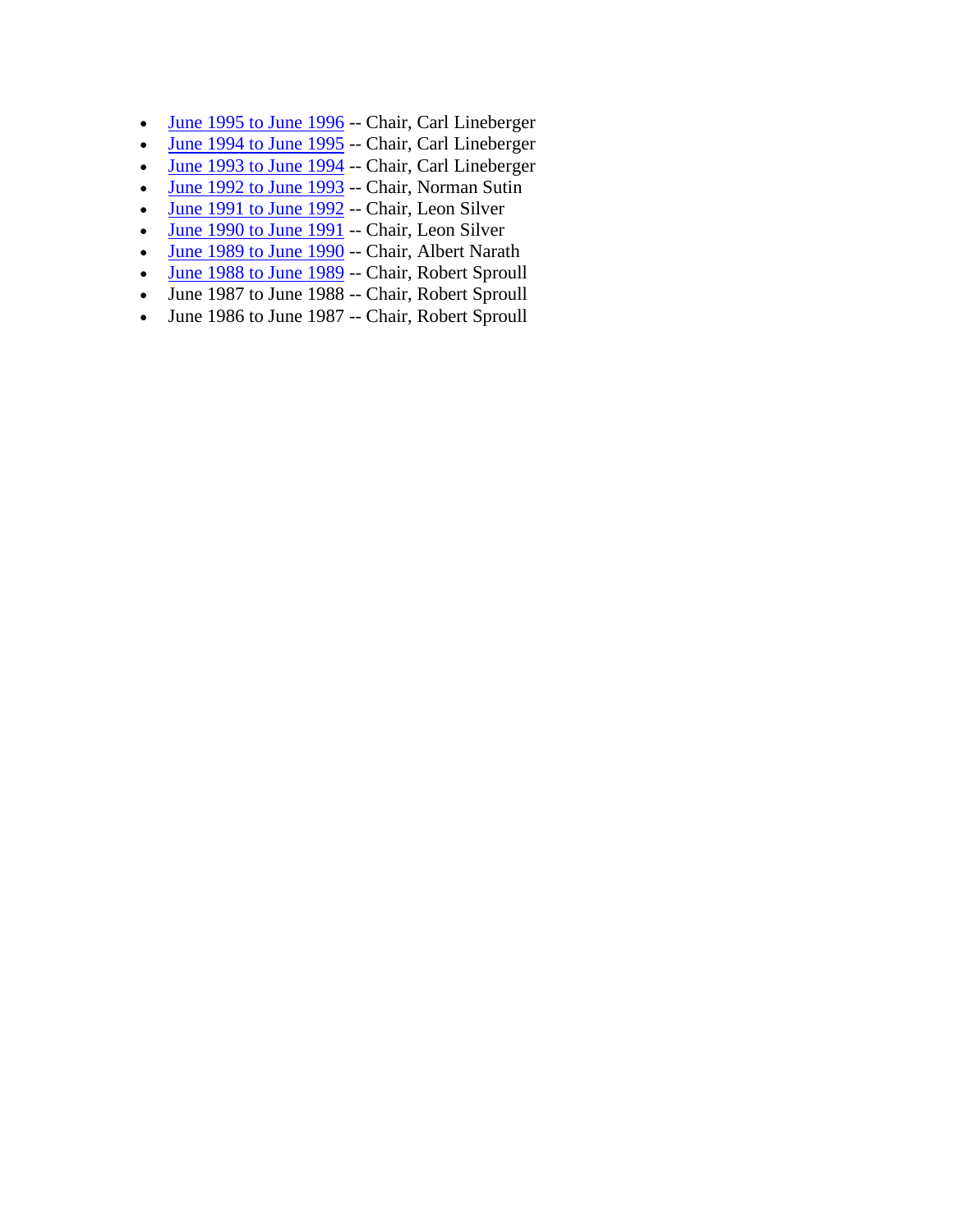- June 1995 to June 1996 -- Chair, Carl Lineberger
- June 1994 to June 1995 -- Chair, Carl Lineberger
- June 1993 to June 1994 -- Chair, Carl Lineberger
- June 1992 to June 1993 -- Chair, Norman Sutin
- June 1991 to June 1992 -- Chair, Leon Silver
- June 1990 to June 1991 -- Chair, Leon Silver
- June 1989 to June 1990 -- Chair, Albert Narath
- June 1988 to June 1989 -- Chair, Robert Sproull
- June 1987 to June 1988 -- Chair, Robert Sproull
- June 1986 to June 1987 -- Chair, Robert Sproull